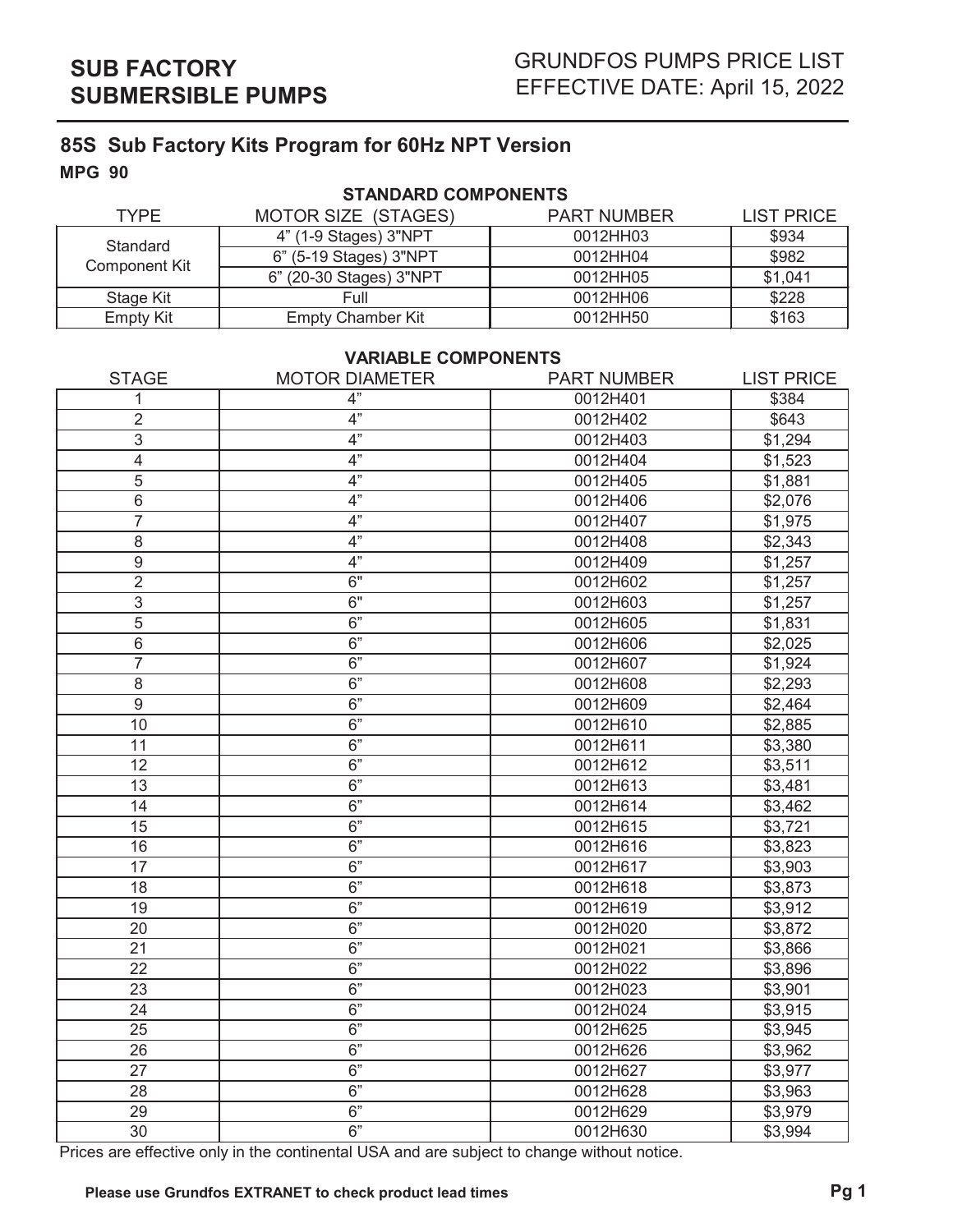# SUB FACTORY SUBMERSIBLE PUMPS

GRUNDFOS PUMPS PRICE LIST
EFFECTIVE DATE: April 15, 2022

## 85S Sub Factory Kits Program for 60Hz NPT Version

**MPG 90**

**STANDARD COMPONENTS**

| TYPE | MOTOR SIZE (STAGES) | PART NUMBER | LIST PRICE |
|---|---|---|---|
| Standard Component Kit | 4" (1-9 Stages) 3"NPT | 0012HH03 | $934 |
| | 6" (5-19 Stages) 3"NPT | 0012HH04 | $982 |
| | 6" (20-30 Stages) 3"NPT | 0012HH05 | $1,041 |
| Stage Kit | Full | 0012HH06 | $228 |
| Empty Kit | Empty Chamber Kit | 0012HH50 | $163 |

**VARIABLE COMPONENTS**

| STAGE | MOTOR DIAMETER | PART NUMBER | LIST PRICE |
|---|---|---|---|
| 1 | 4" | 0012H401 | $384 |
| 2 | 4" | 0012H402 | $643 |
| 3 | 4" | 0012H403 | $1,294 |
| 4 | 4" | 0012H404 | $1,523 |
| 5 | 4" | 0012H405 | $1,881 |
| 6 | 4" | 0012H406 | $2,076 |
| 7 | 4" | 0012H407 | $1,975 |
| 8 | 4" | 0012H408 | $2,343 |
| 9 | 4" | 0012H409 | $1,257 |
| 2 | 6" | 0012H602 | $1,257 |
| 3 | 6" | 0012H603 | $1,257 |
| 5 | 6" | 0012H605 | $1,831 |
| 6 | 6" | 0012H606 | $2,025 |
| 7 | 6" | 0012H607 | $1,924 |
| 8 | 6" | 0012H608 | $2,293 |
| 9 | 6" | 0012H609 | $2,464 |
| 10 | 6" | 0012H610 | $2,885 |
| 11 | 6" | 0012H611 | $3,380 |
| 12 | 6" | 0012H612 | $3,511 |
| 13 | 6" | 0012H613 | $3,481 |
| 14 | 6" | 0012H614 | $3,462 |
| 15 | 6" | 0012H615 | $3,721 |
| 16 | 6" | 0012H616 | $3,823 |
| 17 | 6" | 0012H617 | $3,903 |
| 18 | 6" | 0012H618 | $3,873 |
| 19 | 6" | 0012H619 | $3,912 |
| 20 | 6" | 0012H020 | $3,872 |
| 21 | 6" | 0012H021 | $3,866 |
| 22 | 6" | 0012H022 | $3,896 |
| 23 | 6" | 0012H023 | $3,901 |
| 24 | 6" | 0012H024 | $3,915 |
| 25 | 6" | 0012H625 | $3,945 |
| 26 | 6" | 0012H626 | $3,962 |
| 27 | 6" | 0012H627 | $3,977 |
| 28 | 6" | 0012H628 | $3,963 |
| 29 | 6" | 0012H629 | $3,979 |
| 30 | 6" | 0012H630 | $3,994 |

Prices are effective only in the continental USA and are subject to change without notice.

**Please use Grundfos EXTRANET to check product lead times**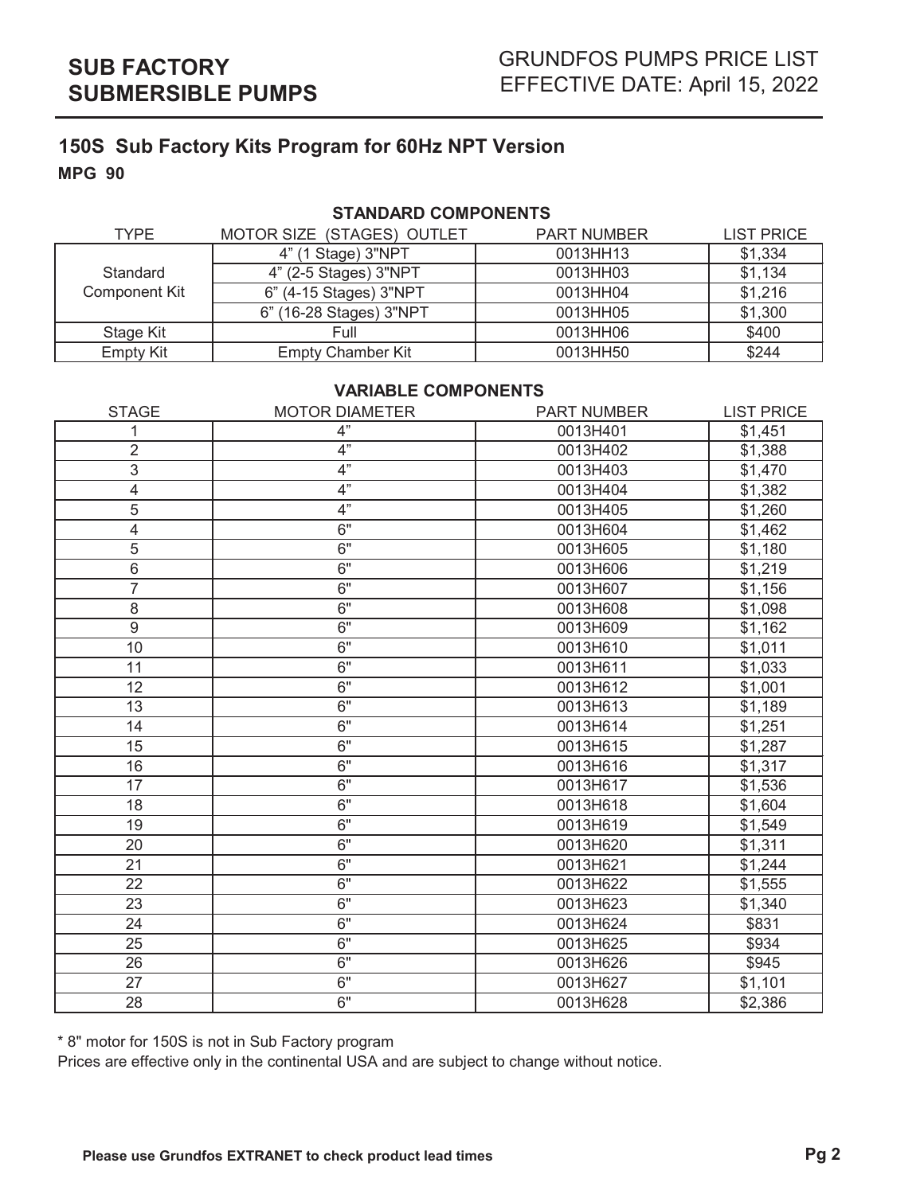# SUB FACTORY SUBMERSIBLE PUMPS

GRUNDFOS PUMPS PRICE LIST
EFFECTIVE DATE: April 15, 2022

## 150S Sub Factory Kits Program for 60Hz NPT Version

**MPG 90**

### STANDARD COMPONENTS

| TYPE | MOTOR SIZE (STAGES) OUTLET | PART NUMBER | LIST PRICE |
|---|---|---|---|
| Standard Component Kit | 4" (1 Stage) 3"NPT | 0013HH13 | $1,334 |
| | 4" (2-5 Stages) 3"NPT | 0013HH03 | $1,134 |
| | 6" (4-15 Stages) 3"NPT | 0013HH04 | $1,216 |
| | 6" (16-28 Stages) 3"NPT | 0013HH05 | $1,300 |
| Stage Kit | Full | 0013HH06 | $400 |
| Empty Kit | Empty Chamber Kit | 0013HH50 | $244 |

### VARIABLE COMPONENTS

| STAGE | MOTOR DIAMETER | PART NUMBER | LIST PRICE |
|---|---|---|---|
| 1 | 4" | 0013H401 | $1,451 |
| 2 | 4" | 0013H402 | $1,388 |
| 3 | 4" | 0013H403 | $1,470 |
| 4 | 4" | 0013H404 | $1,382 |
| 5 | 4" | 0013H405 | $1,260 |
| 4 | 6" | 0013H604 | $1,462 |
| 5 | 6" | 0013H605 | $1,180 |
| 6 | 6" | 0013H606 | $1,219 |
| 7 | 6" | 0013H607 | $1,156 |
| 8 | 6" | 0013H608 | $1,098 |
| 9 | 6" | 0013H609 | $1,162 |
| 10 | 6" | 0013H610 | $1,011 |
| 11 | 6" | 0013H611 | $1,033 |
| 12 | 6" | 0013H612 | $1,001 |
| 13 | 6" | 0013H613 | $1,189 |
| 14 | 6" | 0013H614 | $1,251 |
| 15 | 6" | 0013H615 | $1,287 |
| 16 | 6" | 0013H616 | $1,317 |
| 17 | 6" | 0013H617 | $1,536 |
| 18 | 6" | 0013H618 | $1,604 |
| 19 | 6" | 0013H619 | $1,549 |
| 20 | 6" | 0013H620 | $1,311 |
| 21 | 6" | 0013H621 | $1,244 |
| 22 | 6" | 0013H622 | $1,555 |
| 23 | 6" | 0013H623 | $1,340 |
| 24 | 6" | 0013H624 | $831 |
| 25 | 6" | 0013H625 | $934 |
| 26 | 6" | 0013H626 | $945 |
| 27 | 6" | 0013H627 | $1,101 |
| 28 | 6" | 0013H628 | $2,386 |

* 8" motor for 150S is not in Sub Factory program

Prices are effective only in the continental USA and are subject to change without notice.

**Please use Grundfos EXTRANET to check product lead times**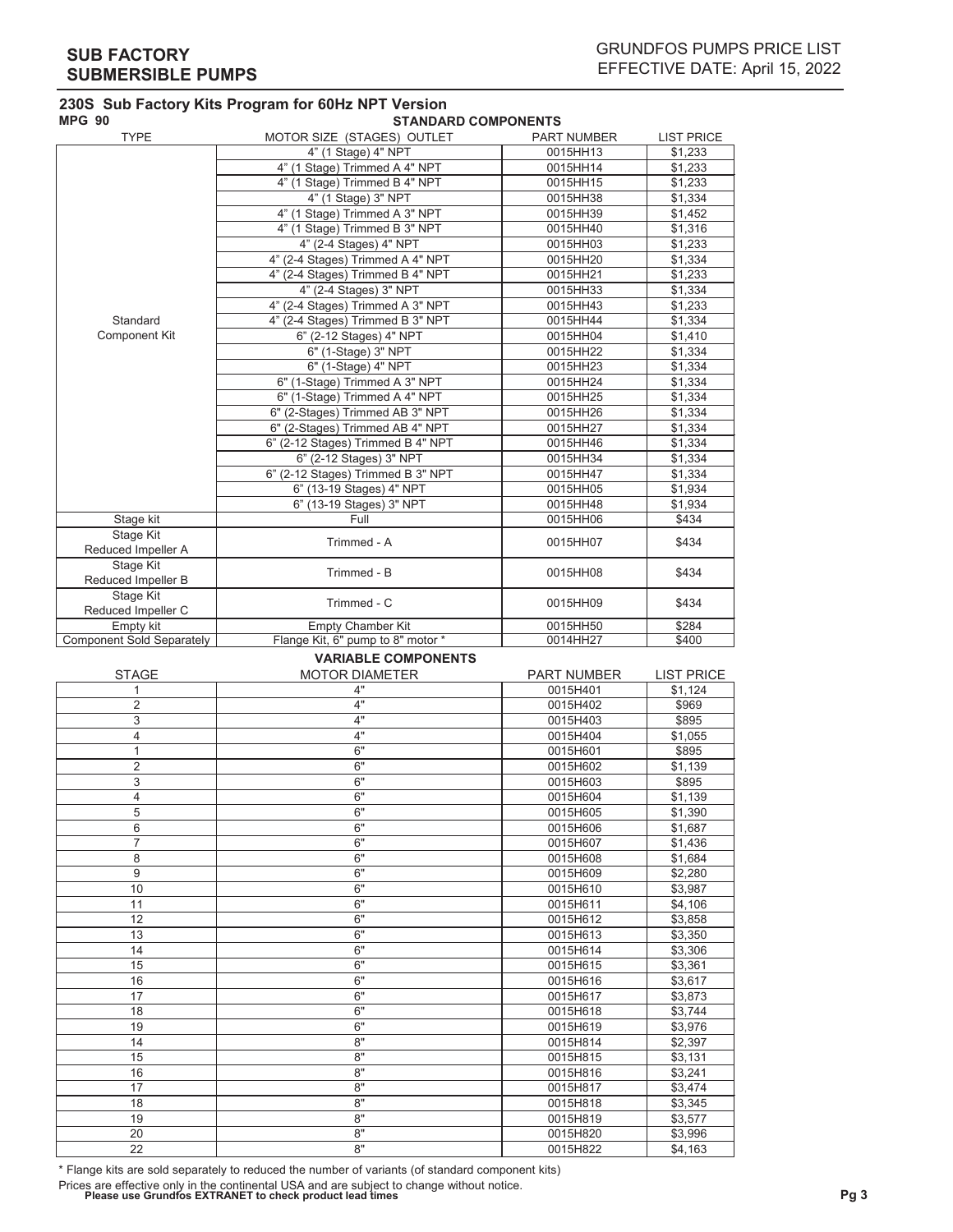## 230S Sub Factory Kits Program for 60Hz NPT Version

**MPG 90**

### STANDARD COMPONENTS

| TYPE | MOTOR SIZE (STAGES) OUTLET | PART NUMBER | LIST PRICE |
|---|---|---|---|
| Standard Component Kit | 4" (1 Stage) 4" NPT | 0015HH13 | $1,233 |
| | 4" (1 Stage) Trimmed A 4" NPT | 0015HH14 | $1,233 |
| | 4" (1 Stage) Trimmed B 4" NPT | 0015HH15 | $1,233 |
| | 4" (1 Stage) 3" NPT | 0015HH38 | $1,334 |
| | 4" (1 Stage) Trimmed A 3" NPT | 0015HH39 | $1,452 |
| | 4" (1 Stage) Trimmed B 3" NPT | 0015HH40 | $1,316 |
| | 4" (2-4 Stages) 4" NPT | 0015HH03 | $1,233 |
| | 4" (2-4 Stages) Trimmed A 4" NPT | 0015HH20 | $1,334 |
| | 4" (2-4 Stages) Trimmed B 4" NPT | 0015HH21 | $1,233 |
| | 4" (2-4 Stages) 3" NPT | 0015HH33 | $1,334 |
| | 4" (2-4 Stages) Trimmed A 3" NPT | 0015HH43 | $1,233 |
| | 4" (2-4 Stages) Trimmed B 3" NPT | 0015HH44 | $1,334 |
| | 6" (2-12 Stages) 4" NPT | 0015HH04 | $1,410 |
| | 6" (1-Stage) 3" NPT | 0015HH22 | $1,334 |
| | 6" (1-Stage) 4" NPT | 0015HH23 | $1,334 |
| | 6" (1-Stage) Trimmed A 3" NPT | 0015HH24 | $1,334 |
| | 6" (1-Stage) Trimmed A 4" NPT | 0015HH25 | $1,334 |
| | 6" (2-Stages) Trimmed AB 3" NPT | 0015HH26 | $1,334 |
| | 6" (2-Stages) Trimmed AB 4" NPT | 0015HH27 | $1,334 |
| | 6" (2-12 Stages) Trimmed B 4" NPT | 0015HH46 | $1,334 |
| | 6" (2-12 Stages) 3" NPT | 0015HH34 | $1,334 |
| | 6" (2-12 Stages) Trimmed B 3" NPT | 0015HH47 | $1,334 |
| | 6" (13-19 Stages) 4" NPT | 0015HH05 | $1,934 |
| | 6" (13-19 Stages) 3" NPT | 0015HH48 | $1,934 |
| Stage kit | Full | 0015HH06 | $434 |
| Stage Kit Reduced Impeller A | Trimmed - A | 0015HH07 | $434 |
| Stage Kit Reduced Impeller B | Trimmed - B | 0015HH08 | $434 |
| Stage Kit Reduced Impeller C | Trimmed - C | 0015HH09 | $434 |
| Empty kit | Empty Chamber Kit | 0015HH50 | $284 |
| Component Sold Separately | Flange Kit, 6" pump to 8" motor * | 0014HH27 | $400 |

### VARIABLE COMPONENTS

| STAGE | MOTOR DIAMETER | PART NUMBER | LIST PRICE |
|---|---|---|---|
| 1 | 4" | 0015H401 | $1,124 |
| 2 | 4" | 0015H402 | $969 |
| 3 | 4" | 0015H403 | $895 |
| 4 | 4" | 0015H404 | $1,055 |
| 1 | 6" | 0015H601 | $895 |
| 2 | 6" | 0015H602 | $1,139 |
| 3 | 6" | 0015H603 | $895 |
| 4 | 6" | 0015H604 | $1,139 |
| 5 | 6" | 0015H605 | $1,390 |
| 6 | 6" | 0015H606 | $1,687 |
| 7 | 6" | 0015H607 | $1,436 |
| 8 | 6" | 0015H608 | $1,684 |
| 9 | 6" | 0015H609 | $2,280 |
| 10 | 6" | 0015H610 | $3,987 |
| 11 | 6" | 0015H611 | $4,106 |
| 12 | 6" | 0015H612 | $3,858 |
| 13 | 6" | 0015H613 | $3,350 |
| 14 | 6" | 0015H614 | $3,306 |
| 15 | 6" | 0015H615 | $3,361 |
| 16 | 6" | 0015H616 | $3,617 |
| 17 | 6" | 0015H617 | $3,873 |
| 18 | 6" | 0015H618 | $3,744 |
| 19 | 6" | 0015H619 | $3,976 |
| 14 | 8" | 0015H814 | $2,397 |
| 15 | 8" | 0015H815 | $3,131 |
| 16 | 8" | 0015H816 | $3,241 |
| 17 | 8" | 0015H817 | $3,474 |
| 18 | 8" | 0015H818 | $3,345 |
| 19 | 8" | 0015H819 | $3,577 |
| 20 | 8" | 0015H820 | $3,996 |
| 22 | 8" | 0015H822 | $4,163 |

* Flange kits are sold separately to reduced the number of variants (of standard component kits)

Prices are effective only in the continental USA and are subject to change without notice.

**Please use Grundfos EXTRANET to check product lead times**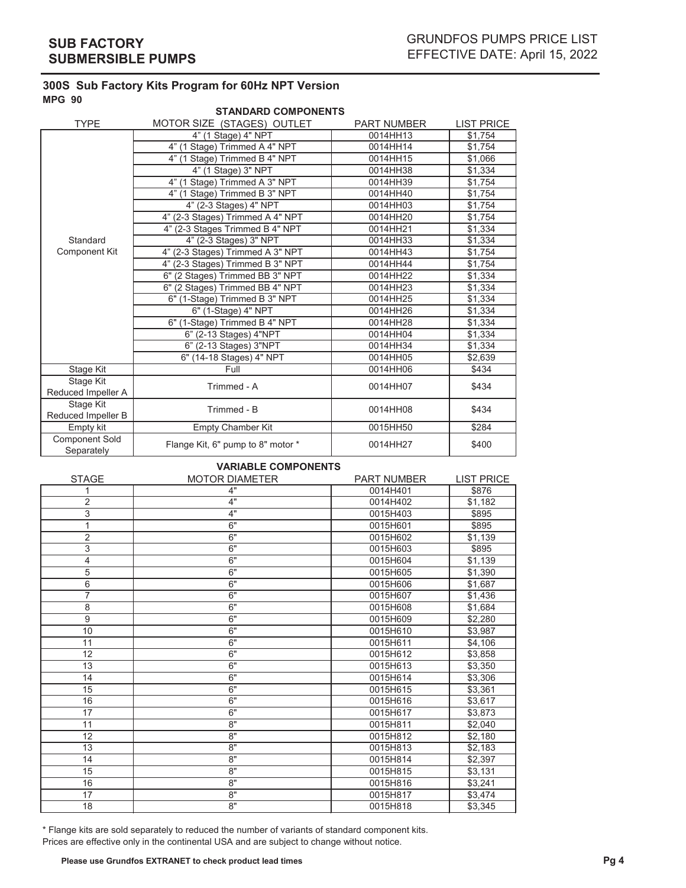# SUB FACTORY SUBMERSIBLE PUMPS

## GRUNDFOS PUMPS PRICE LIST
EFFECTIVE DATE: April 15, 2022

### 300S Sub Factory Kits Program for 60Hz NPT Version

**MPG 90**

**STANDARD COMPONENTS**

| TYPE | MOTOR SIZE (STAGES) OUTLET | PART NUMBER | LIST PRICE |
|---|---|---|---|
| Standard Component Kit | 4" (1 Stage) 4" NPT | 0014HH13 | $1,754 |
| | 4" (1 Stage) Trimmed A 4" NPT | 0014HH14 | $1,754 |
| | 4" (1 Stage) Trimmed B 4" NPT | 0014HH15 | $1,066 |
| | 4" (1 Stage) 3" NPT | 0014HH38 | $1,334 |
| | 4" (1 Stage) Trimmed A 3" NPT | 0014HH39 | $1,754 |
| | 4" (1 Stage) Trimmed B 3" NPT | 0014HH40 | $1,754 |
| | 4" (2-3 Stages) 4" NPT | 0014HH03 | $1,754 |
| | 4" (2-3 Stages) Trimmed A 4" NPT | 0014HH20 | $1,754 |
| | 4" (2-3 Stages Trimmed B 4" NPT | 0014HH21 | $1,334 |
| | 4" (2-3 Stages) 3" NPT | 0014HH33 | $1,334 |
| | 4" (2-3 Stages) Trimmed A 3" NPT | 0014HH43 | $1,754 |
| | 4" (2-3 Stages) Trimmed B 3" NPT | 0014HH44 | $1,754 |
| | 6" (2 Stages) Trimmed BB 3" NPT | 0014HH22 | $1,334 |
| | 6" (2 Stages) Trimmed BB 4" NPT | 0014HH23 | $1,334 |
| | 6" (1-Stage) Trimmed B 3" NPT | 0014HH25 | $1,334 |
| | 6" (1-Stage) 4" NPT | 0014HH26 | $1,334 |
| | 6" (1-Stage) Trimmed B 4" NPT | 0014HH28 | $1,334 |
| | 6" (2-13 Stages) 4"NPT | 0014HH04 | $1,334 |
| | 6" (2-13 Stages) 3"NPT | 0014HH34 | $1,334 |
| | 6" (14-18 Stages) 4" NPT | 0014HH05 | $2,639 |
| Stage Kit | Full | 0014HH06 | $434 |
| Stage Kit Reduced Impeller A | Trimmed - A | 0014HH07 | $434 |
| Stage Kit Reduced Impeller B | Trimmed - B | 0014HH08 | $434 |
| Empty kit | Empty Chamber Kit | 0015HH50 | $284 |
| Component Sold Separately | Flange Kit, 6" pump to 8" motor * | 0014HH27 | $400 |

**VARIABLE COMPONENTS**

| STAGE | MOTOR DIAMETER | PART NUMBER | LIST PRICE |
|---|---|---|---|
| 1 | 4" | 0014H401 | $876 |
| 2 | 4" | 0014H402 | $1,182 |
| 3 | 4" | 0015H403 | $895 |
| 1 | 6" | 0015H601 | $895 |
| 2 | 6" | 0015H602 | $1,139 |
| 3 | 6" | 0015H603 | $895 |
| 4 | 6" | 0015H604 | $1,139 |
| 5 | 6" | 0015H605 | $1,390 |
| 6 | 6" | 0015H606 | $1,687 |
| 7 | 6" | 0015H607 | $1,436 |
| 8 | 6" | 0015H608 | $1,684 |
| 9 | 6" | 0015H609 | $2,280 |
| 10 | 6" | 0015H610 | $3,987 |
| 11 | 6" | 0015H611 | $4,106 |
| 12 | 6" | 0015H612 | $3,858 |
| 13 | 6" | 0015H613 | $3,350 |
| 14 | 6" | 0015H614 | $3,306 |
| 15 | 6" | 0015H615 | $3,361 |
| 16 | 6" | 0015H616 | $3,617 |
| 17 | 6" | 0015H617 | $3,873 |
| 11 | 8" | 0015H811 | $2,040 |
| 12 | 8" | 0015H812 | $2,180 |
| 13 | 8" | 0015H813 | $2,183 |
| 14 | 8" | 0015H814 | $2,397 |
| 15 | 8" | 0015H815 | $3,131 |
| 16 | 8" | 0015H816 | $3,241 |
| 17 | 8" | 0015H817 | $3,474 |
| 18 | 8" | 0015H818 | $3,345 |

* Flange kits are sold separately to reduced the number of variants of standard component kits.
Prices are effective only in the continental USA and are subject to change without notice.

**Please use Grundfos EXTRANET to check product lead times**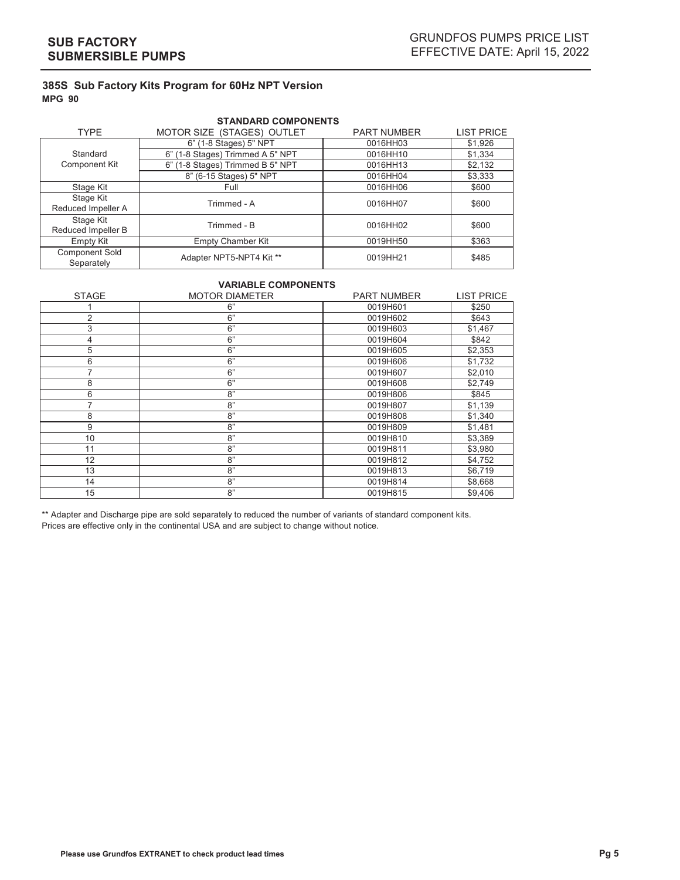### 385S Sub Factory Kits Program for 60Hz NPT Version

**MPG 90**

**STANDARD COMPONENTS**

| TYPE | MOTOR SIZE (STAGES) OUTLET | PART NUMBER | LIST PRICE |
|---|---|---|---|
| Standard Component Kit | 6” (1-8 Stages) 5" NPT | 0016HH03 | $1,926 |
| | 6” (1-8 Stages) Trimmed A 5" NPT | 0016HH10 | $1,334 |
| | 6” (1-8 Stages) Trimmed B 5" NPT | 0016HH13 | $2,132 |
| | 8” (6-15 Stages) 5" NPT | 0016HH04 | $3,333 |
| Stage Kit | Full | 0016HH06 | $600 |
| Stage Kit Reduced Impeller A | Trimmed - A | 0016HH07 | $600 |
| Stage Kit Reduced Impeller B | Trimmed - B | 0016HH02 | $600 |
| Empty Kit | Empty Chamber Kit | 0019HH50 | $363 |
| Component Sold Separately | Adapter NPT5-NPT4 Kit ** | 0019HH21 | $485 |

**VARIABLE COMPONENTS**

| STAGE | MOTOR DIAMETER | PART NUMBER | LIST PRICE |
|---|---|---|---|
| 1 | 6” | 0019H601 | $250 |
| 2 | 6” | 0019H602 | $643 |
| 3 | 6” | 0019H603 | $1,467 |
| 4 | 6” | 0019H604 | $842 |
| 5 | 6” | 0019H605 | $2,353 |
| 6 | 6” | 0019H606 | $1,732 |
| 7 | 6” | 0019H607 | $2,010 |
| 8 | 6" | 0019H608 | $2,749 |
| 6 | 8” | 0019H806 | $845 |
| 7 | 8” | 0019H807 | $1,139 |
| 8 | 8” | 0019H808 | $1,340 |
| 9 | 8” | 0019H809 | $1,481 |
| 10 | 8” | 0019H810 | $3,389 |
| 11 | 8” | 0019H811 | $3,980 |
| 12 | 8” | 0019H812 | $4,752 |
| 13 | 8” | 0019H813 | $6,719 |
| 14 | 8” | 0019H814 | $8,668 |
| 15 | 8” | 0019H815 | $9,406 |

** Adapter and Discharge pipe are sold separately to reduced the number of variants of standard component kits.
Prices are effective only in the continental USA and are subject to change without notice.

**Please use Grundfos EXTRANET to check product lead times**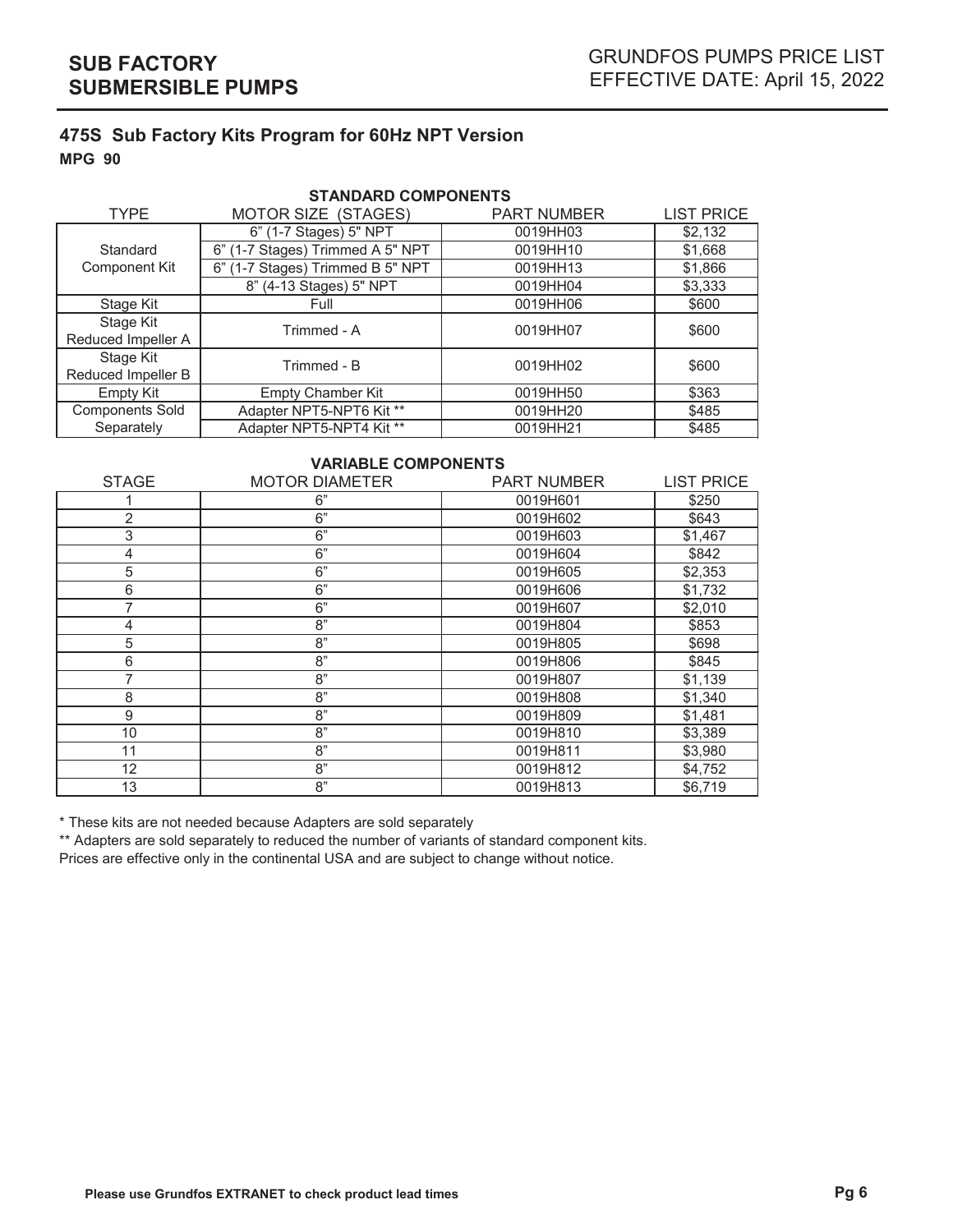# SUB FACTORY SUBMERSIBLE PUMPS

## GRUNDFOS PUMPS PRICE LIST
EFFECTIVE DATE: April 15, 2022

### 475S Sub Factory Kits Program for 60Hz NPT Version

**MPG 90**

**STANDARD COMPONENTS**

| TYPE | MOTOR SIZE (STAGES) | PART NUMBER | LIST PRICE |
|---|---|---|---|
| Standard Component Kit | 6" (1-7 Stages) 5" NPT | 0019HH03 | $2,132 |
| | 6" (1-7 Stages) Trimmed A 5" NPT | 0019HH10 | $1,668 |
| | 6" (1-7 Stages) Trimmed B 5" NPT | 0019HH13 | $1,866 |
| | 8" (4-13 Stages) 5" NPT | 0019HH04 | $3,333 |
| Stage Kit | Full | 0019HH06 | $600 |
| Stage Kit Reduced Impeller A | Trimmed - A | 0019HH07 | $600 |
| Stage Kit Reduced Impeller B | Trimmed - B | 0019HH02 | $600 |
| Empty Kit | Empty Chamber Kit | 0019HH50 | $363 |
| Components Sold Separately | Adapter NPT5-NPT6 Kit ** | 0019HH20 | $485 |
| | Adapter NPT5-NPT4 Kit ** | 0019HH21 | $485 |

**VARIABLE COMPONENTS**

| STAGE | MOTOR DIAMETER | PART NUMBER | LIST PRICE |
|---|---|---|---|
| 1 | 6" | 0019H601 | $250 |
| 2 | 6" | 0019H602 | $643 |
| 3 | 6" | 0019H603 | $1,467 |
| 4 | 6" | 0019H604 | $842 |
| 5 | 6" | 0019H605 | $2,353 |
| 6 | 6" | 0019H606 | $1,732 |
| 7 | 6" | 0019H607 | $2,010 |
| 4 | 8" | 0019H804 | $853 |
| 5 | 8" | 0019H805 | $698 |
| 6 | 8" | 0019H806 | $845 |
| 7 | 8" | 0019H807 | $1,139 |
| 8 | 8" | 0019H808 | $1,340 |
| 9 | 8" | 0019H809 | $1,481 |
| 10 | 8" | 0019H810 | $3,389 |
| 11 | 8" | 0019H811 | $3,980 |
| 12 | 8" | 0019H812 | $4,752 |
| 13 | 8" | 0019H813 | $6,719 |

* These kits are not needed because Adapters are sold separately

** Adapters are sold separately to reduced the number of variants of standard component kits.

Prices are effective only in the continental USA and are subject to change without notice.

**Please use Grundfos EXTRANET to check product lead times**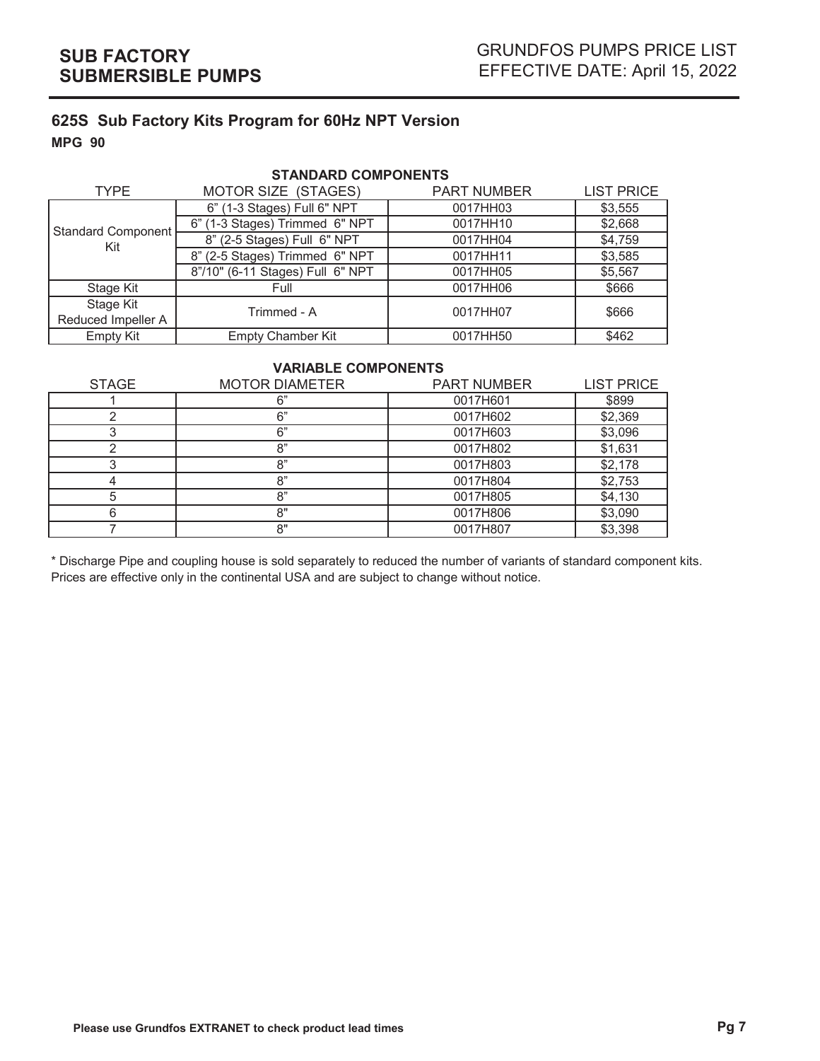# SUB FACTORY SUBMERSIBLE PUMPS

## GRUNDFOS PUMPS PRICE LIST
EFFECTIVE DATE: April 15, 2022

### 625S Sub Factory Kits Program for 60Hz NPT Version

**MPG 90**

**STANDARD COMPONENTS**

| TYPE | MOTOR SIZE (STAGES) | PART NUMBER | LIST PRICE |
|---|---|---|---|
| Standard Component Kit | 6" (1-3 Stages) Full 6" NPT | 0017HH03 | $3,555 |
| | 6" (1-3 Stages) Trimmed 6" NPT | 0017HH10 | $2,668 |
| | 8" (2-5 Stages) Full 6" NPT | 0017HH04 | $4,759 |
| | 8" (2-5 Stages) Trimmed 6" NPT | 0017HH11 | $3,585 |
| | 8"/10" (6-11 Stages) Full 6" NPT | 0017HH05 | $5,567 |
| Stage Kit | Full | 0017HH06 | $666 |
| Stage Kit Reduced Impeller A | Trimmed - A | 0017HH07 | $666 |
| Empty Kit | Empty Chamber Kit | 0017HH50 | $462 |

**VARIABLE COMPONENTS**

| STAGE | MOTOR DIAMETER | PART NUMBER | LIST PRICE |
|---|---|---|---|
| 1 | 6" | 0017H601 | $899 |
| 2 | 6" | 0017H602 | $2,369 |
| 3 | 6" | 0017H603 | $3,096 |
| 2 | 8" | 0017H802 | $1,631 |
| 3 | 8" | 0017H803 | $2,178 |
| 4 | 8" | 0017H804 | $2,753 |
| 5 | 8" | 0017H805 | $4,130 |
| 6 | 8" | 0017H806 | $3,090 |
| 7 | 8" | 0017H807 | $3,398 |

* Discharge Pipe and coupling house is sold separately to reduced the number of variants of standard component kits.
Prices are effective only in the continental USA and are subject to change without notice.

**Please use Grundfos EXTRANET to check product lead times**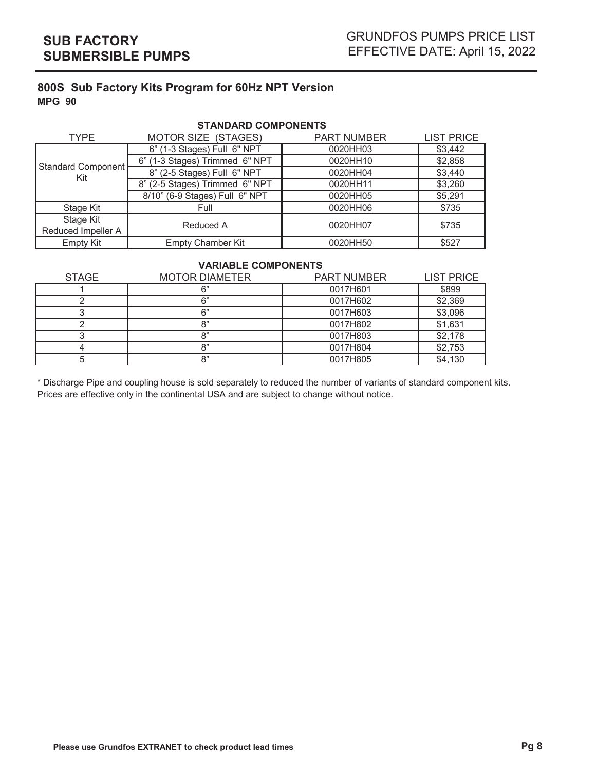# SUB FACTORY SUBMERSIBLE PUMPS

## GRUNDFOS PUMPS PRICE LIST EFFECTIVE DATE: April 15, 2022

### 800S Sub Factory Kits Program for 60Hz NPT Version

**MPG 90**

**STANDARD COMPONENTS**

| TYPE | MOTOR SIZE (STAGES) | PART NUMBER | LIST PRICE |
|---|---|---|---|
| Standard Component Kit | 6" (1-3 Stages) Full 6" NPT | 0020HH03 | $3,442 |
| | 6" (1-3 Stages) Trimmed 6" NPT | 0020HH10 | $2,858 |
| | 8" (2-5 Stages) Full 6" NPT | 0020HH04 | $3,440 |
| | 8" (2-5 Stages) Trimmed 6" NPT | 0020HH11 | $3,260 |
| | 8/10" (6-9 Stages) Full 6" NPT | 0020HH05 | $5,291 |
| Stage Kit | Full | 0020HH06 | $735 |
| Stage Kit Reduced Impeller A | Reduced A | 0020HH07 | $735 |
| Empty Kit | Empty Chamber Kit | 0020HH50 | $527 |

**VARIABLE COMPONENTS**

| STAGE | MOTOR DIAMETER | PART NUMBER | LIST PRICE |
|---|---|---|---|
| 1 | 6" | 0017H601 | $899 |
| 2 | 6" | 0017H602 | $2,369 |
| 3 | 6" | 0017H603 | $3,096 |
| 2 | 8" | 0017H802 | $1,631 |
| 3 | 8" | 0017H803 | $2,178 |
| 4 | 8" | 0017H804 | $2,753 |
| 5 | 8" | 0017H805 | $4,130 |

* Discharge Pipe and coupling house is sold separately to reduced the number of variants of standard component kits.
Prices are effective only in the continental USA and are subject to change without notice.

**Please use Grundfos EXTRANET to check product lead times**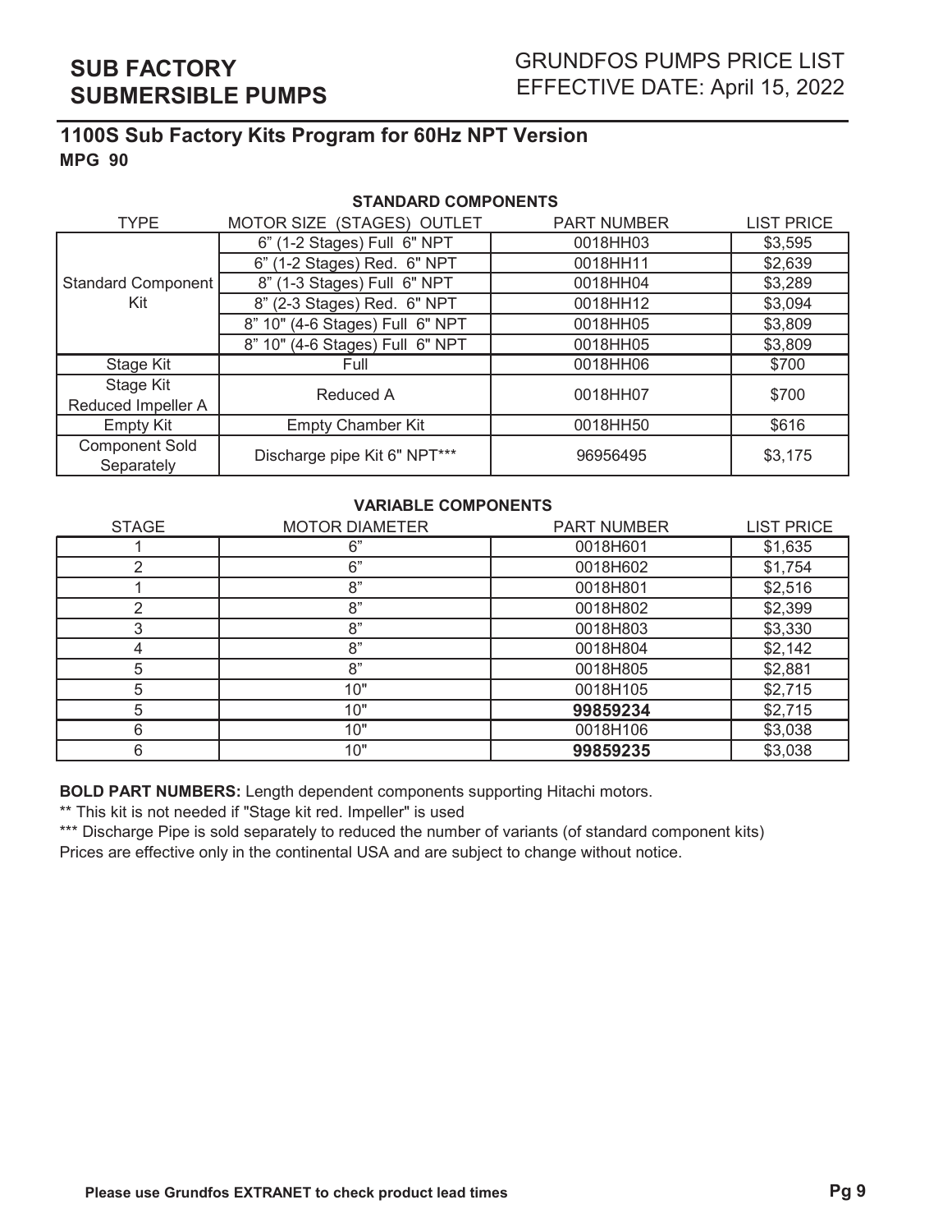# SUB FACTORY SUBMERSIBLE PUMPS

GRUNDFOS PUMPS PRICE LIST
EFFECTIVE DATE: April 15, 2022

## 1100S Sub Factory Kits Program for 60Hz NPT Version

**MPG 90**

**STANDARD COMPONENTS**

| TYPE | MOTOR SIZE (STAGES) OUTLET | PART NUMBER | LIST PRICE |
|---|---|---|---|
| Standard Component Kit | 6" (1-2 Stages) Full 6" NPT | 0018HH03 | $3,595 |
| | 6" (1-2 Stages) Red. 6" NPT | 0018HH11 | $2,639 |
| | 8" (1-3 Stages) Full 6" NPT | 0018HH04 | $3,289 |
| | 8" (2-3 Stages) Red. 6" NPT | 0018HH12 | $3,094 |
| | 8" 10" (4-6 Stages) Full 6" NPT | 0018HH05 | $3,809 |
| | 8" 10" (4-6 Stages) Full 6" NPT | 0018HH05 | $3,809 |
| Stage Kit | Full | 0018HH06 | $700 |
| Stage Kit Reduced Impeller A | Reduced A | 0018HH07 | $700 |
| Empty Kit | Empty Chamber Kit | 0018HH50 | $616 |
| Component Sold Separately | Discharge pipe Kit 6" NPT*** | 96956495 | $3,175 |

**VARIABLE COMPONENTS**

| STAGE | MOTOR DIAMETER | PART NUMBER | LIST PRICE |
|---|---|---|---|
| 1 | 6" | 0018H601 | $1,635 |
| 2 | 6" | 0018H602 | $1,754 |
| 1 | 8" | 0018H801 | $2,516 |
| 2 | 8" | 0018H802 | $2,399 |
| 3 | 8" | 0018H803 | $3,330 |
| 4 | 8" | 0018H804 | $2,142 |
| 5 | 8" | 0018H805 | $2,881 |
| 5 | 10" | 0018H105 | $2,715 |
| 5 | 10" | **99859234** | $2,715 |
| 6 | 10" | 0018H106 | $3,038 |
| 6 | 10" | **99859235** | $3,038 |

**BOLD PART NUMBERS:** Length dependent components supporting Hitachi motors.

** This kit is not needed if "Stage kit red. Impeller" is used

*** Discharge Pipe is sold separately to reduced the number of variants (of standard component kits)

Prices are effective only in the continental USA and are subject to change without notice.

**Please use Grundfos EXTRANET to check product lead times**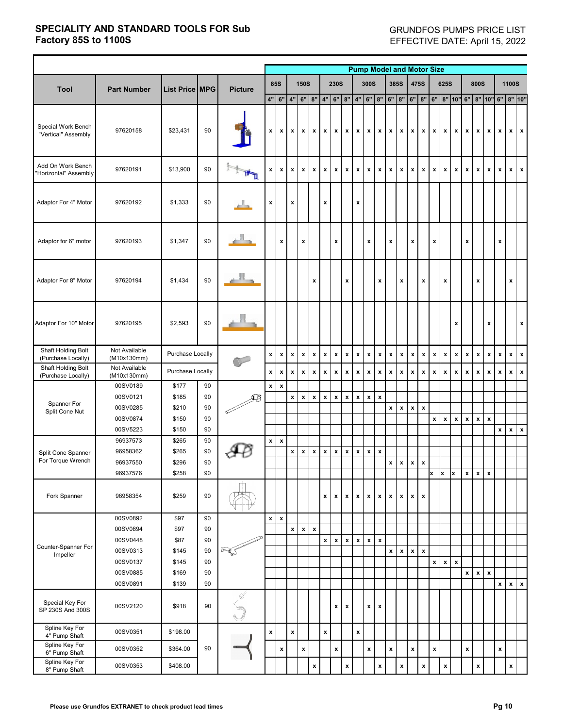# SPECIALITY AND STANDARD TOOLS FOR Sub Factory 85S to 1100S

GRUNDFOS PUMPS PRICE LIST
EFFECTIVE DATE: April 15, 2022

| Tool | Part Number | List Price | MPG | Picture | Pump Model and Motor Size | | | | | | | | | | | | | | | | | | | | | | | |
|---|---|---|---|---|---|---|---|---|---|---|---|---|---|---|---|---|---|---|---|---|---|---|---|---|---|---|---|---|
| | | | | | 85S | | 150S | | | 230S | | | 300S | | | 385S | | 475S | | 625S | | | 800S | | | 1100S | | |
| | | | | | 4" | 6" | 4" | 6" | 8" | 4" | 6" | 8" | 4" | 6" | 8" | 6" | 8" | 6" | 8" | 6" | 8" | 10" | 6" | 8" | 10" | 6" | 8" | 10" |
| Special Work Bench "Vertical" Assembly | 97620158 | $23,431 | 90 | | x | x | x | x | x | x | x | x | x | x | x | x | x | x | x | x | x | x | x | x | x | x | x | x |
| Add On Work Bench "Horizontal" Assembly | 97620191 | $13,900 | 90 | | x | x | x | x | x | x | x | x | x | x | x | x | x | x | x | x | x | x | x | x | x | x | x | x |
| Adaptor For 4" Motor | 97620192 | $1,333 | 90 | | x | | x | | | x | | | x | | | | | | | | | | | | | | | |
| Adaptor for 6" motor | 97620193 | $1,347 | 90 | | | x | | x | | | x | | | x | | x | | x | | x | | | x | | | x | | |
| Adaptor For 8" Motor | 97620194 | $1,434 | 90 | | | | | | x | | | x | | | x | | x | | x | | x | | | x | | | x | |
| Adaptor For 10" Motor | 97620195 | $2,593 | 90 | | | | | | | | | | | | | | | | | | | x | | | x | | | x |
| Shaft Holding Bolt (Purchase Locally) | Not Available (M10x130mm) | Purchase Locally | | | x | x | x | x | x | x | x | x | x | x | x | x | x | x | x | x | x | x | x | x | x | x | x | x |
| Shaft Holding Bolt (Purchase Locally) | Not Available (M10x130mm) | Purchase Locally | | | x | x | x | x | x | x | x | x | x | x | x | x | x | x | x | x | x | x | x | x | x | x | x | x |
| Spanner For Split Cone Nut | 00SV0189 | $177 | 90 | | x | x | | | | | | | | | | | | | | | | | | | | | | |
| | 00SV0121 | $185 | 90 | | | | x | x | x | x | x | x | x | x | x | | | | | | | | | | | | | |
| | 00SV0285 | $210 | 90 | | | | | | | | | | | | | x | x | x | x | | | | | | | | | |
| | 00SV0874 | $150 | 90 | | | | | | | | | | | | | | | | | x | x | x | x | x | x | | | |
| | 00SV5223 | $150 | 90 | | | | | | | | | | | | | | | | | | | | | | | x | x | x |
| Split Cone Spanner For Torque Wrench | 96937573 | $265 | 90 | | x | x | | | | | | | | | | | | | | | | | | | | | | |
| | 96958362 | $265 | 90 | | | | x | x | x | x | x | x | x | x | x | | | | | | | | | | | | | |
| | 96937550 | $296 | 90 | | | | | | | | | | | | | x | x | x | x | | | | | | | | | |
| | 96937576 | $258 | 90 | | | | | | | | | | | | | | | | | x | x | x | x | x | x | | | |
| Fork Spanner | 96958354 | $259 | 90 | | | | | | | x | x | x | x | x | x | x | x | x | x | | | | | | | | | |
| Counter-Spanner For Impeller | 00SV0892 | $97 | 90 | | x | x | | | | | | | | | | | | | | | | | | | | | | |
| | 00SV0894 | $97 | 90 | | | | x | x | x | | | | | | | | | | | | | | | | | | | |
| | 00SV0448 | $87 | 90 | | | | | | | x | x | x | x | x | x | | | | | | | | | | | | | |
| | 00SV0313 | $145 | 90 | | | | | | | | | | | | | x | x | x | x | | | | | | | | | |
| | 00SV0137 | $145 | 90 | | | | | | | | | | | | | | | | | x | x | x | | | | | | |
| | 00SV0885 | $169 | 90 | | | | | | | | | | | | | | | | | | | | x | x | x | | | |
| | 00SV0891 | $139 | 90 | | | | | | | | | | | | | | | | | | | | | | | x | x | x |
| Special Key For SP 230S And 300S | 00SV2120 | $918 | 90 | | | | | | | | x | x | | x | x | | | | | | | | | | | | | |
| Spline Key For 4" Pump Shaft | 00SV0351 | $198.00 | 90 | | x | | x | | | x | | | x | | | | | | | | | | | | | | | |
| Spline Key For 6" Pump Shaft | 00SV0352 | $364.00 | | | | x | | x | | | x | | | x | | x | | x | | x | | | x | | | x | | |
| Spline Key For 8" Pump Shaft | 00SV0353 | $408.00 | | | | | | | x | | | x | | | x | | x | | x | | x | | | x | | | x | |

**Please use Grundfos EXTRANET to check product lead times**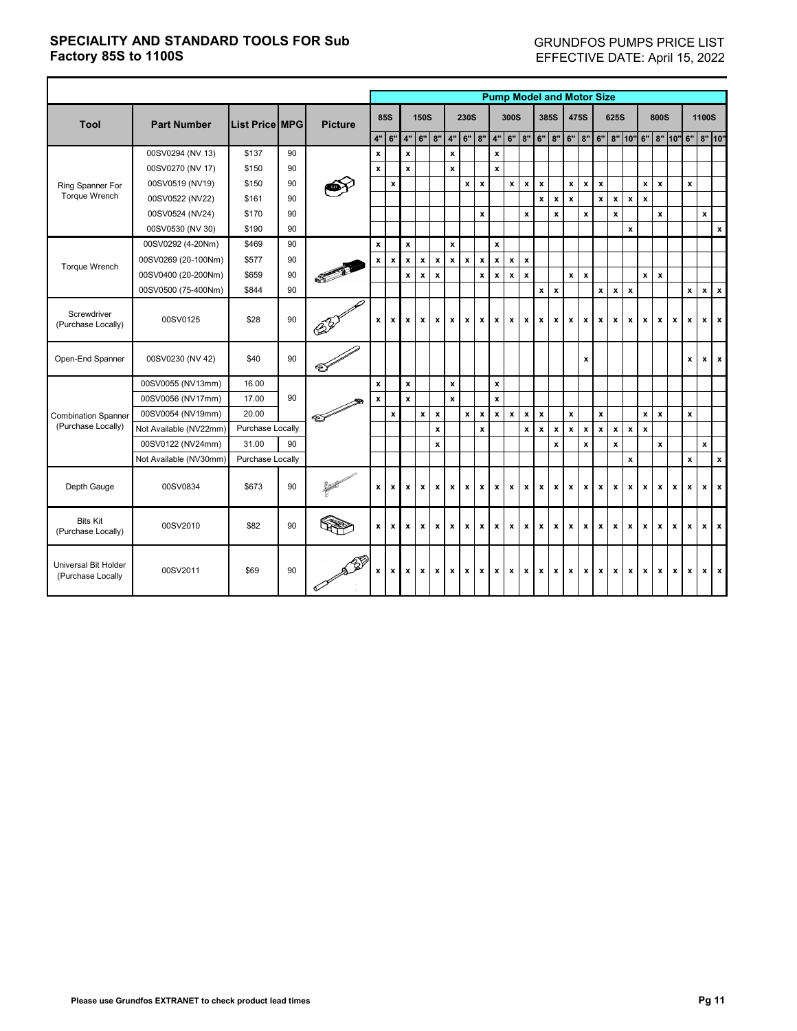# SPECIALITY AND STANDARD TOOLS FOR Sub Factory 85S to 1100S

GRUNDFOS PUMPS PRICE LIST
EFFECTIVE DATE: April 15, 2022

| Tool | Part Number | List Price | MPG | Picture | Pump Model and Motor Size | | | | | | | | | | | | | | | | | | | | | | | |
|---|---|---|---|---|---|---|---|---|---|---|---|---|---|---|---|---|---|---|---|---|---|---|---|---|---|---|---|---|
| | | | | | 85S | | 150S | | | 230S | | | 300S | | | 385S | | 475S | | 625S | | | 800S | | | 1100S | | |
| | | | | | 4" | 6" | 4" | 6" | 8" | 4" | 6" | 8" | 4" | 6" | 8" | 6" | 8" | 6" | 8" | 6" | 8" | 10" | 6" | 8" | 10" | 6" | 8" | 10" |
| Ring Spanner For Torque Wrench | 00SV0294 (NV 13) | $137 | 90 | | x | | x | | | x | | | x | | | | | | | | | | | | | | | |
| | 00SV0270 (NV 17) | $150 | 90 | | x | | x | | | x | | | x | | | | | | | | | | | | | | | |
| | 00SV0519 (NV19) | $150 | 90 | | | x | | | | | x | x | | x | x | x | | x | x | x | | | x | x | | x | | |
| | 00SV0522 (NV22) | $161 | 90 | | | | | | | | | | | | | x | x | x | | x | x | x | x | | | | | |
| | 00SV0524 (NV24) | $170 | 90 | | | | | | | | | x | | | x | | x | | x | | x | | | x | | | x | |
| | 00SV0530 (NV 30) | $190 | 90 | | | | | | | | | | | | | | | | | | | x | | | | | | x |
| Torque Wrench | 00SV0292 (4-20Nm) | $469 | 90 | | x | | x | | | x | | | x | | | | | | | | | | | | | | | |
| | 00SV0269 (20-100Nm) | $577 | 90 | | x | x | x | x | x | x | x | x | x | x | x | | | | | | | | | | | | | |
| | 00SV0400 (20-200Nm) | $659 | 90 | | | | x | x | x | | | x | x | x | x | | | x | x | | | | x | x | | | | |
| | 00SV0500 (75-400Nm) | $844 | 90 | | | | | | | | | | | | | x | x | | | x | x | x | | | | x | x | x |
| Screwdriver (Purchase Locally) | 00SV0125 | $28 | 90 | | x | x | x | x | x | x | x | x | x | x | x | x | x | x | x | x | x | x | x | x | x | x | x | x |
| Open-End Spanner | 00SV0230 (NV 42) | $40 | 90 | | | | | | | | | | | | | | | | x | | | | | | | x | x | x |
| Combination Spanner (Purchase Locally) | 00SV0055 (NV13mm) | 16.00 | | | x | | x | | | x | | | x | | | | | | | | | | | | | | | |
| | 00SV0056 (NV17mm) | 17.00 | 90 | | x | | x | | | x | | | x | | | | | | | | | | | | | | | |
| | 00SV0054 (NV19mm) | 20.00 | | | | x | | x | x | | x | x | x | x | x | x | | x | | x | | | x | x | | x | | |
| | Not Available (NV22mm) | Purchase Locally | | | | | | | x | | | x | | | x | x | x | x | x | x | x | x | x | | | | | |
| | 00SV0122 (NV24mm) | 31.00 | 90 | | | | | | x | | | | | | | | x | | x | | x | | | x | | | x | |
| | Not Available (NV30mm) | Purchase Locally | | | | | | | | | | | | | | | | | | | | x | | | | x | | x |
| Depth Gauge | 00SV0834 | $673 | 90 | | x | x | x | x | x | x | x | x | x | x | x | x | x | x | x | x | x | x | x | x | x | x | x | x |
| Bits Kit (Purchase Locally) | 00SV2010 | $82 | 90 | | x | x | x | x | x | x | x | x | x | x | x | x | x | x | x | x | x | x | x | x | x | x | x | x |
| Universal Bit Holder (Purchase Locally | 00SV2011 | $69 | 90 | | x | x | x | x | x | x | x | x | x | x | x | x | x | x | x | x | x | x | x | x | x | x | x | x |